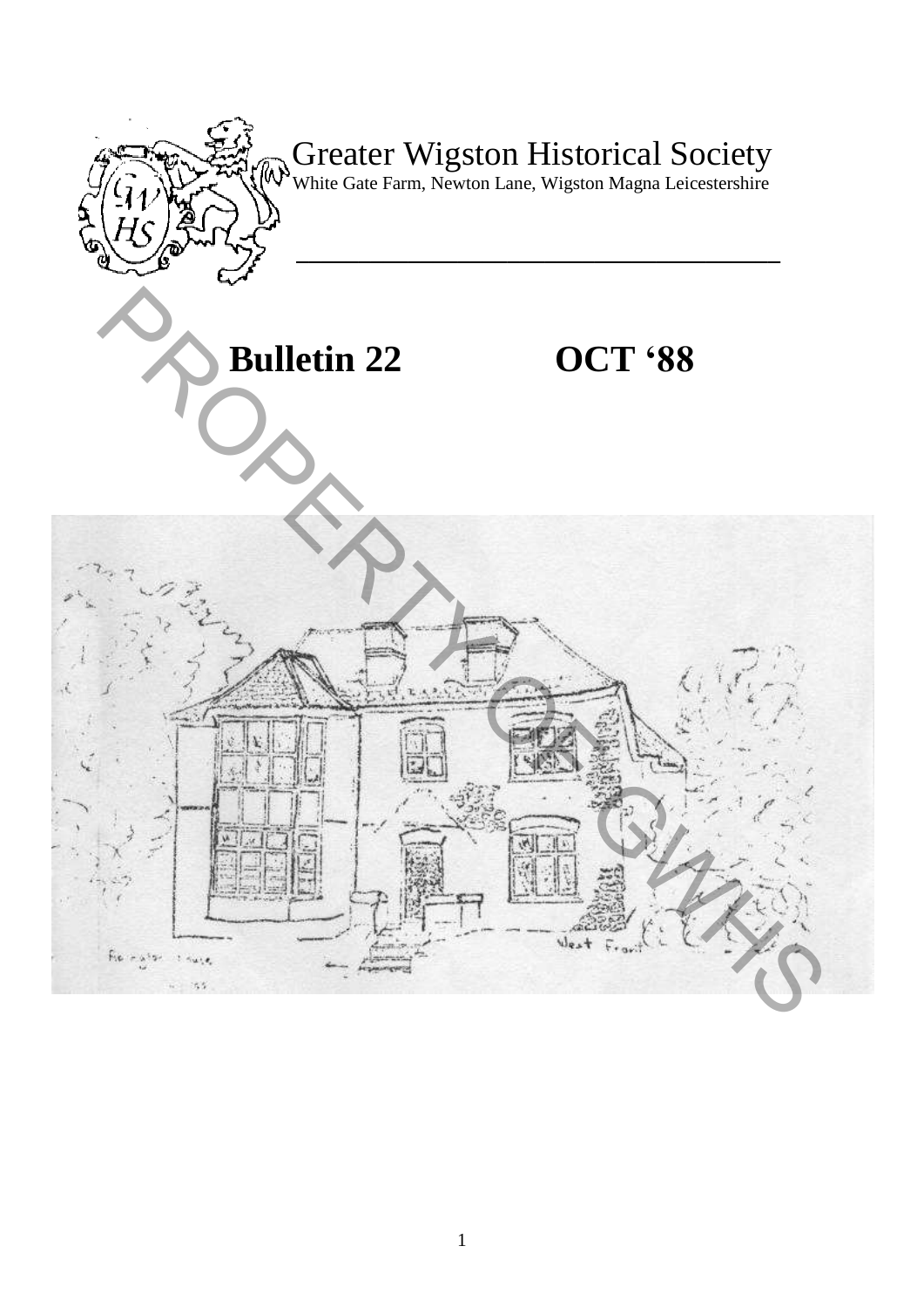# Greater Wigston Historical Society

White Gate Farm, Newton Lane, Wigston Magna Leicestershire

## Bulletin 22 OCT '88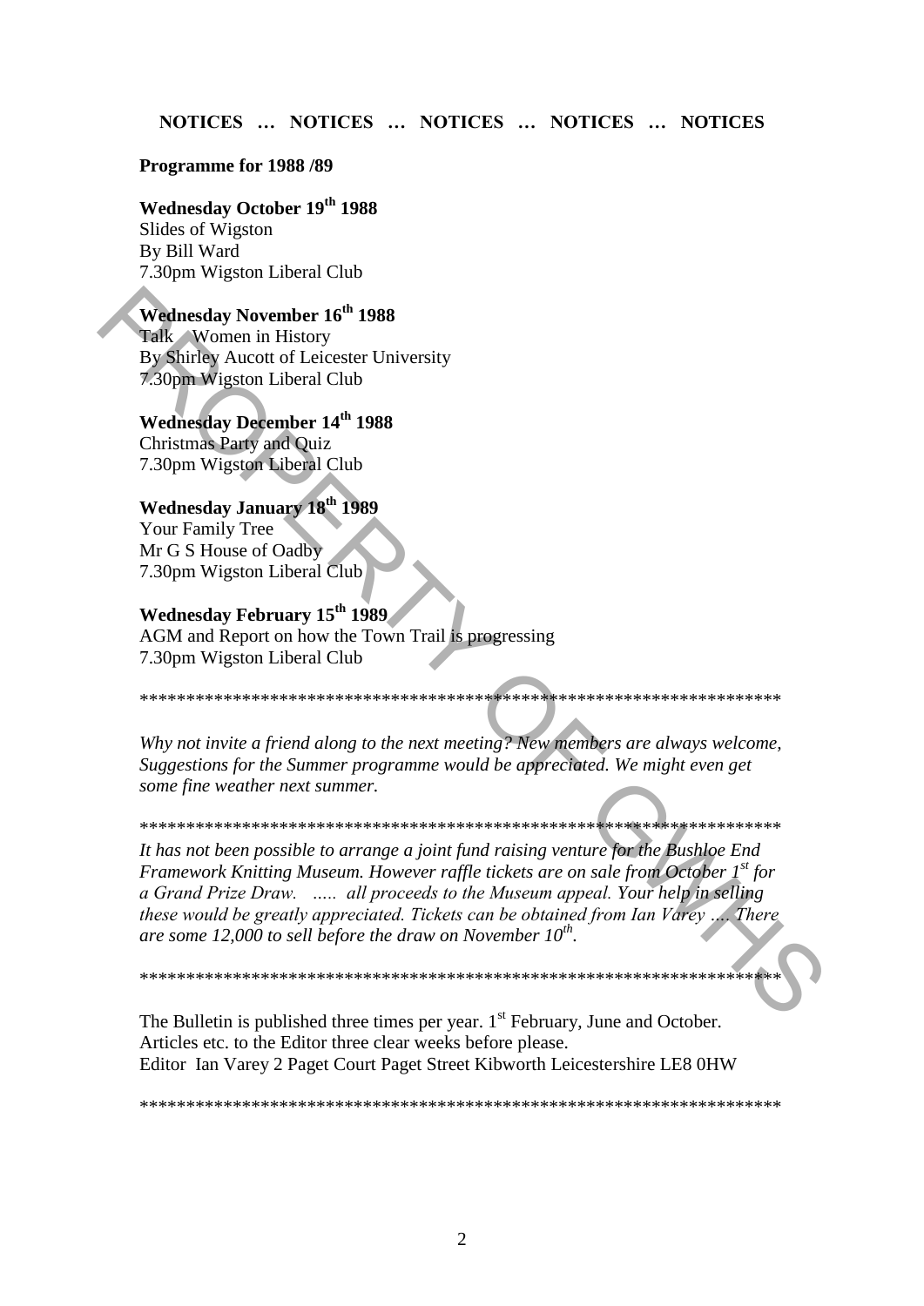**NOTICES … NOTICES … NOTICES … NOTICES … NOTICES**

**Programme for 1988 /89**

**Wednesday October 19th 1988**
Slides of Wigston
By Bill Ward
7.30pm Wigston Liberal Club

**Wednesday November 16th 1988**
Talk Women in History
By Shirley Aucott of Leicester University
7.30pm Wigston Liberal Club

**Wednesday December 14th 1988**
Christmas Party and Quiz
7.30pm Wigston Liberal Club

**Wednesday January 18th 1989**
Your Family Tree
Mr G S House of Oadby
7.30pm Wigston Liberal Club

**Wednesday February 15th 1989**
AGM and Report on how the Town Trail is progressing
7.30pm Wigston Liberal Club

\*\*\*\*\*\*\*\*\*\*\*\*\*\*\*\*\*\*\*\*\*\*\*\*\*\*\*\*\*\*\*\*\*\*\*\*\*\*\*\*\*\*\*\*\*\*\*\*\*\*\*\*\*\*\*\*\*\*\*\*\*\*\*\*\*\*\*\*\*\*

*Why not invite a friend along to the next meeting? New members are always welcome, Suggestions for the Summer programme would be appreciated. We might even get some fine weather next summer.*

\*\*\*\*\*\*\*\*\*\*\*\*\*\*\*\*\*\*\*\*\*\*\*\*\*\*\*\*\*\*\*\*\*\*\*\*\*\*\*\*\*\*\*\*\*\*\*\*\*\*\*\*\*\*\*\*\*\*\*\*\*\*\*\*\*\*\*\*\*\*

*It has not been possible to arrange a joint fund raising venture for the Bushloe End Framework Knitting Museum. However raffle tickets are on sale from October 1st for a Grand Prize Draw. ….. all proceeds to the Museum appeal. Your help in selling these would be greatly appreciated. Tickets can be obtained from Ian Varey …. There are some 12,000 to sell before the draw on November 10th.*

\*\*\*\*\*\*\*\*\*\*\*\*\*\*\*\*\*\*\*\*\*\*\*\*\*\*\*\*\*\*\*\*\*\*\*\*\*\*\*\*\*\*\*\*\*\*\*\*\*\*\*\*\*\*\*\*\*\*\*\*\*\*\*\*\*\*\*\*\*\*

The Bulletin is published three times per year. 1st February, June and October.
Articles etc. to the Editor three clear weeks before please.
Editor Ian Varey 2 Paget Court Paget Street Kibworth Leicestershire LE8 0HW

\*\*\*\*\*\*\*\*\*\*\*\*\*\*\*\*\*\*\*\*\*\*\*\*\*\*\*\*\*\*\*\*\*\*\*\*\*\*\*\*\*\*\*\*\*\*\*\*\*\*\*\*\*\*\*\*\*\*\*\*\*\*\*\*\*\*\*\*\*\*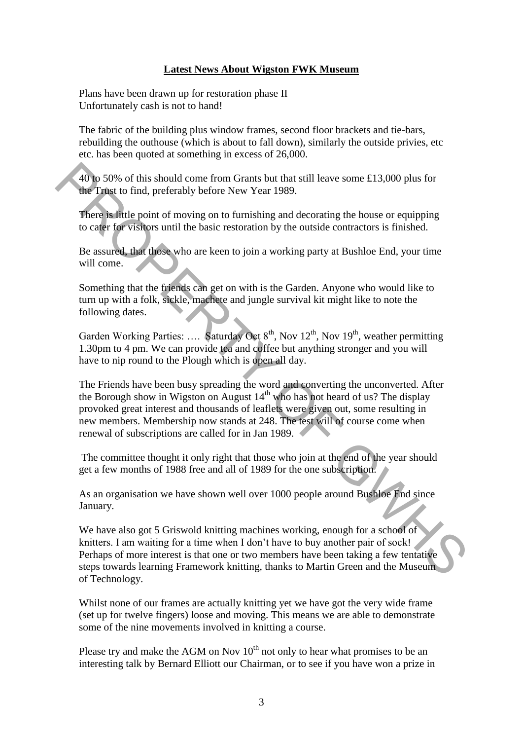**Latest News About Wigston FWK Museum**

Plans have been drawn up for restoration phase II
Unfortunately cash is not to hand!

The fabric of the building plus window frames, second floor brackets and tie-bars, rebuilding the outhouse (which is about to fall down), similarly the outside privies, etc etc. has been quoted at something in excess of 26,000.

40 to 50% of this should come from Grants but that still leave some £13,000 plus for the Trust to find, preferably before New Year 1989.

There is little point of moving on to furnishing and decorating the house or equipping to cater for visitors until the basic restoration by the outside contractors is finished.

Be assured, that those who are keen to join a working party at Bushloe End, your time will come.

Something that the friends can get on with is the Garden. Anyone who would like to turn up with a folk, sickle, machete and jungle survival kit might like to note the following dates.

Garden Working Parties: …. Saturday Oct 8th, Nov 12th, Nov 19th, weather permitting 1.30pm to 4 pm. We can provide tea and coffee but anything stronger and you will have to nip round to the Plough which is open all day.

The Friends have been busy spreading the word and converting the unconverted. After the Borough show in Wigston on August 14th who has not heard of us? The display provoked great interest and thousands of leaflets were given out, some resulting in new members. Membership now stands at 248. The test will of course come when renewal of subscriptions are called for in Jan 1989.

The committee thought it only right that those who join at the end of the year should get a few months of 1988 free and all of 1989 for the one subscription.

As an organisation we have shown well over 1000 people around Bushloe End since January.

We have also got 5 Griswold knitting machines working, enough for a school of knitters. I am waiting for a time when I don't have to buy another pair of sock! Perhaps of more interest is that one or two members have been taking a few tentative steps towards learning Framework knitting, thanks to Martin Green and the Museum of Technology.

Whilst none of our frames are actually knitting yet we have got the very wide frame (set up for twelve fingers) loose and moving. This means we are able to demonstrate some of the nine movements involved in knitting a course.

Please try and make the AGM on Nov 10th not only to hear what promises to be an interesting talk by Bernard Elliott our Chairman, or to see if you have won a prize in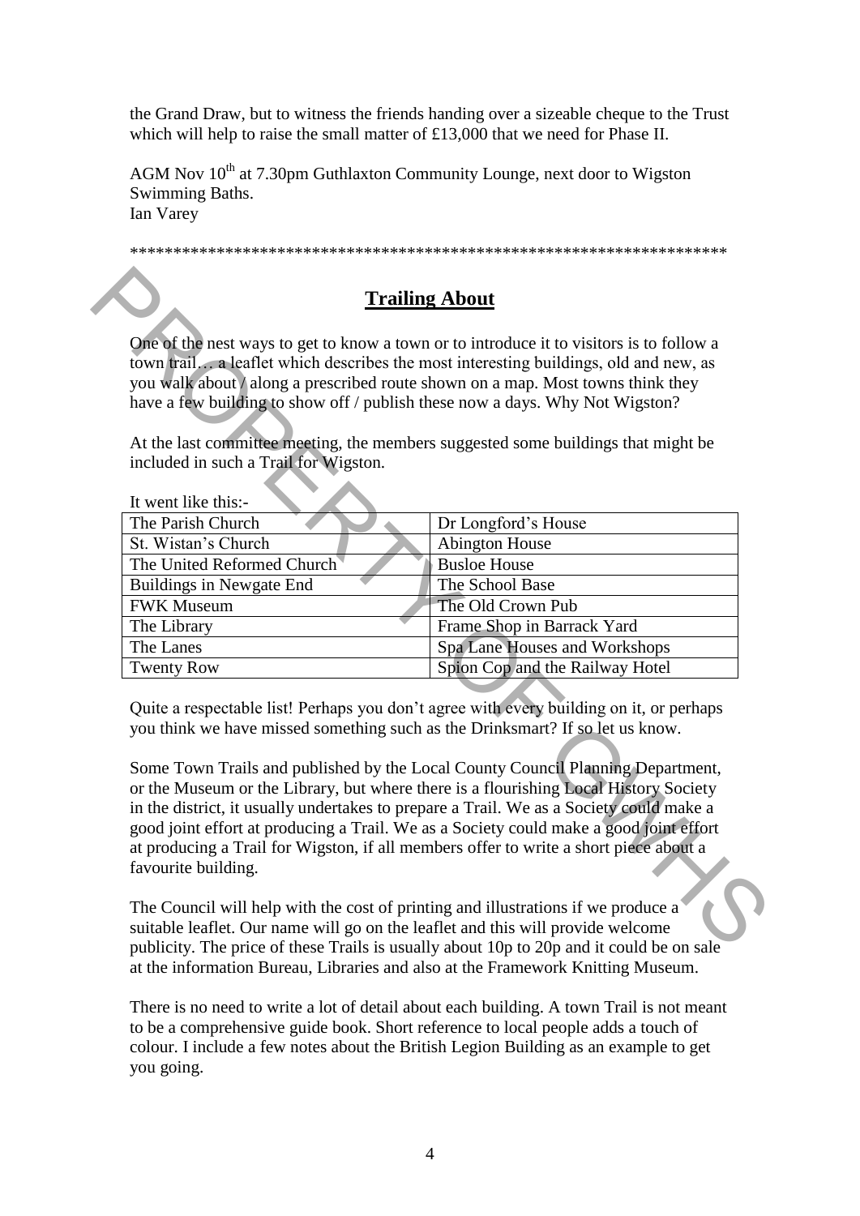the Grand Draw, but to witness the friends handing over a sizeable cheque to the Trust which will help to raise the small matter of £13,000 that we need for Phase II.

AGM Nov 10th at 7.30pm Guthlaxton Community Lounge, next door to Wigston Swimming Baths.
Ian Varey

**********************************************************************

## Trailing About

One of the nest ways to get to know a town or to introduce it to visitors is to follow a town trail… a leaflet which describes the most interesting buildings, old and new, as you walk about / along a prescribed route shown on a map. Most towns think they have a few building to show off / publish these now a days. Why Not Wigston?

At the last committee meeting, the members suggested some buildings that might be included in such a Trail for Wigston.

It went like this:-

| | |
|---|---|
| The Parish Church | Dr Longford's House |
| St. Wistan's Church | Abington House |
| The United Reformed Church | Busloe House |
| Buildings in Newgate End | The School Base |
| FWK Museum | The Old Crown Pub |
| The Library | Frame Shop in Barrack Yard |
| The Lanes | Spa Lane Houses and Workshops |
| Twenty Row | Spion Cop and the Railway Hotel |

Quite a respectable list! Perhaps you don't agree with every building on it, or perhaps you think we have missed something such as the Drinksmart? If so let us know.

Some Town Trails and published by the Local County Council Planning Department, or the Museum or the Library, but where there is a flourishing Local History Society in the district, it usually undertakes to prepare a Trail. We as a Society could make a good joint effort at producing a Trail. We as a Society could make a good joint effort at producing a Trail for Wigston, if all members offer to write a short piece about a favourite building.

The Council will help with the cost of printing and illustrations if we produce a suitable leaflet. Our name will go on the leaflet and this will provide welcome publicity. The price of these Trails is usually about 10p to 20p and it could be on sale at the information Bureau, Libraries and also at the Framework Knitting Museum.

There is no need to write a lot of detail about each building. A town Trail is not meant to be a comprehensive guide book. Short reference to local people adds a touch of colour. I include a few notes about the British Legion Building as an example to get you going.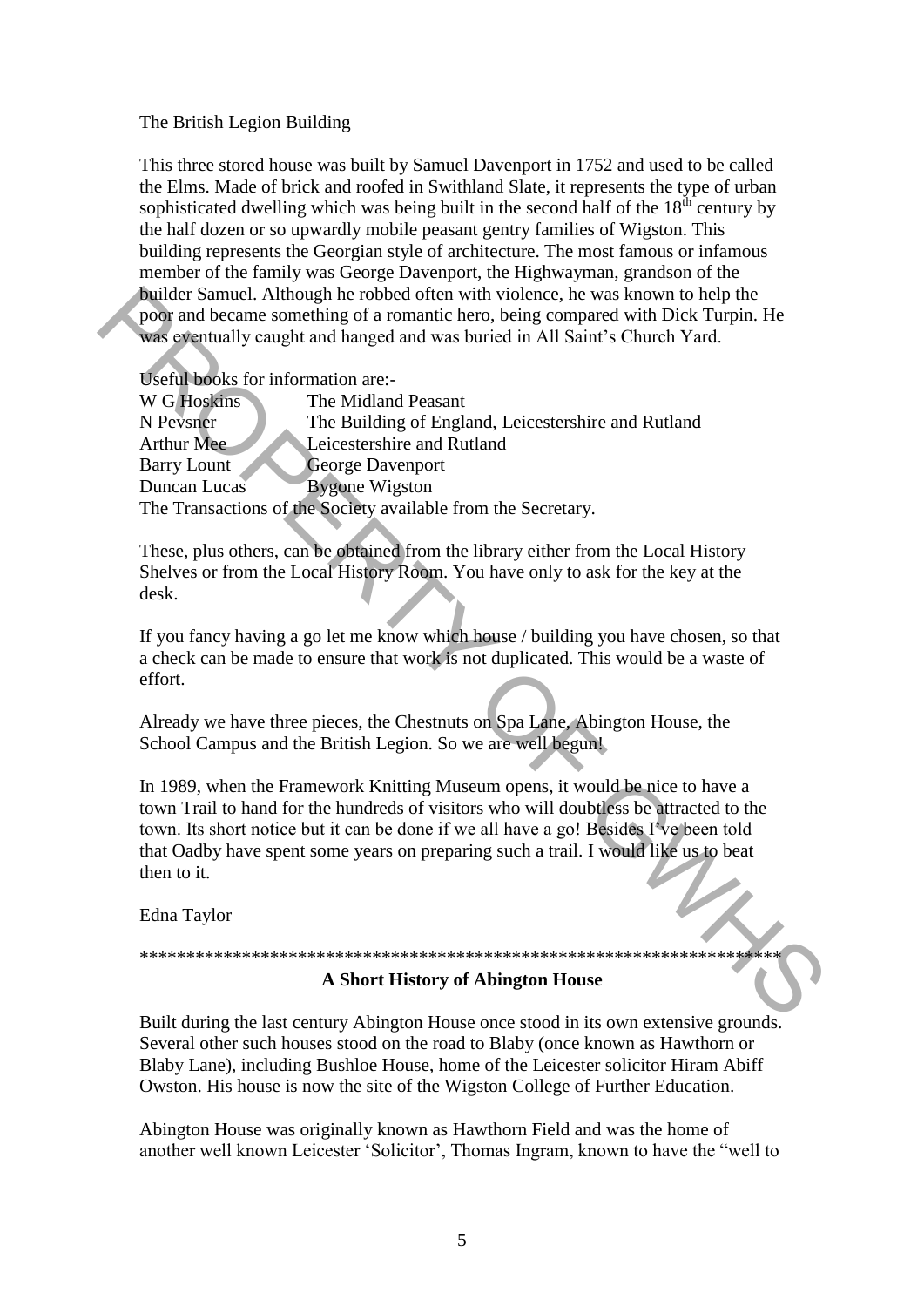The British Legion Building

This three stored house was built by Samuel Davenport in 1752 and used to be called the Elms. Made of brick and roofed in Swithland Slate, it represents the type of urban sophisticated dwelling which was being built in the second half of the 18th century by the half dozen or so upwardly mobile peasant gentry families of Wigston. This building represents the Georgian style of architecture. The most famous or infamous member of the family was George Davenport, the Highwayman, grandson of the builder Samuel. Although he robbed often with violence, he was known to help the poor and became something of a romantic hero, being compared with Dick Turpin. He was eventually caught and hanged and was buried in All Saint's Church Yard.

Useful books for information are:-

| | |
|---|---|
| W G Hoskins | The Midland Peasant |
| N Pevsner | The Building of England, Leicestershire and Rutland |
| Arthur Mee | Leicestershire and Rutland |
| Barry Lount | George Davenport |
| Duncan Lucas | Bygone Wigston |

The Transactions of the Society available from the Secretary.

These, plus others, can be obtained from the library either from the Local History Shelves or from the Local History Room. You have only to ask for the key at the desk.

If you fancy having a go let me know which house / building you have chosen, so that a check can be made to ensure that work is not duplicated. This would be a waste of effort.

Already we have three pieces, the Chestnuts on Spa Lane, Abington House, the School Campus and the British Legion. So we are well begun!

In 1989, when the Framework Knitting Museum opens, it would be nice to have a town Trail to hand for the hundreds of visitors who will doubtless be attracted to the town. Its short notice but it can be done if we all have a go! Besides I've been told that Oadby have spent some years on preparing such a trail. I would like us to beat then to it.

Edna Taylor

\*\*\*\*\*\*\*\*\*\*\*\*\*\*\*\*\*\*\*\*\*\*\*\*\*\*\*\*\*\*\*\*\*\*\*\*\*\*\*\*\*\*\*\*\*\*\*\*\*\*\*\*\*\*\*\*\*\*\*\*\*\*\*\*\*\*\*\*

## A Short History of Abington House

Built during the last century Abington House once stood in its own extensive grounds. Several other such houses stood on the road to Blaby (once known as Hawthorn or Blaby Lane), including Bushloe House, home of the Leicester solicitor Hiram Abiff Owston. His house is now the site of the Wigston College of Further Education.

Abington House was originally known as Hawthorn Field and was the home of another well known Leicester 'Solicitor', Thomas Ingram, known to have the "well to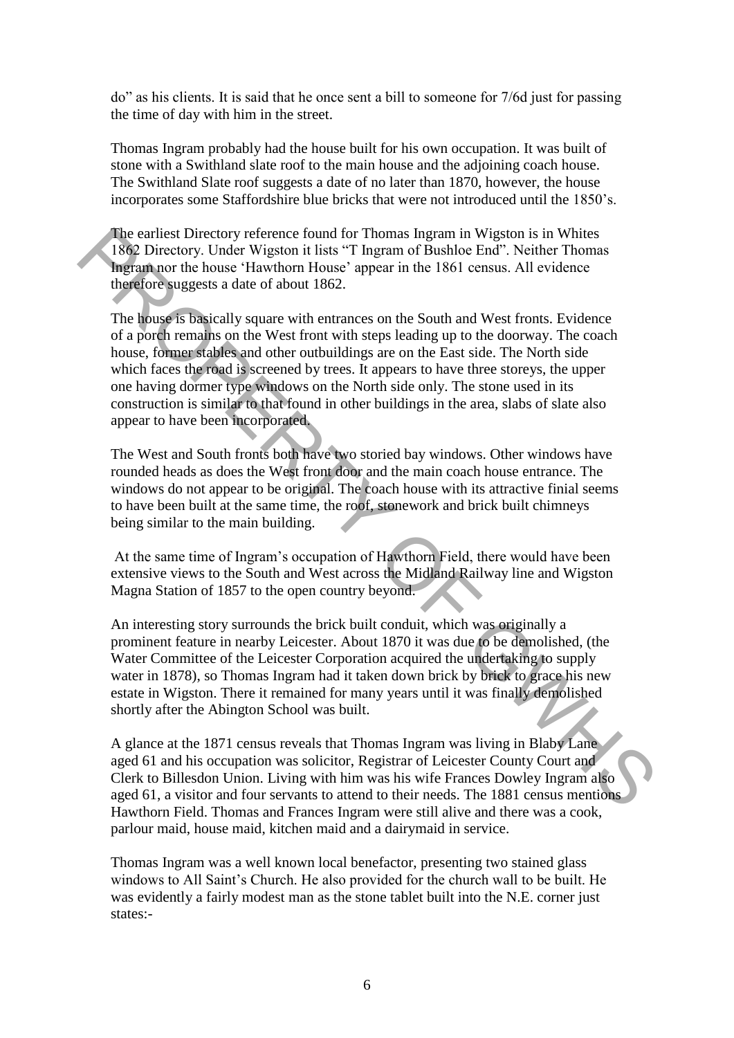do" as his clients. It is said that he once sent a bill to someone for 7/6d just for passing the time of day with him in the street.

Thomas Ingram probably had the house built for his own occupation. It was built of stone with a Swithland slate roof to the main house and the adjoining coach house. The Swithland Slate roof suggests a date of no later than 1870, however, the house incorporates some Staffordshire blue bricks that were not introduced until the 1850's.

The earliest Directory reference found for Thomas Ingram in Wigston is in Whites 1862 Directory. Under Wigston it lists "T Ingram of Bushloe End". Neither Thomas Ingram nor the house 'Hawthorn House' appear in the 1861 census. All evidence therefore suggests a date of about 1862.

The house is basically square with entrances on the South and West fronts. Evidence of a porch remains on the West front with steps leading up to the doorway. The coach house, former stables and other outbuildings are on the East side. The North side which faces the road is screened by trees. It appears to have three storeys, the upper one having dormer type windows on the North side only. The stone used in its construction is similar to that found in other buildings in the area, slabs of slate also appear to have been incorporated.

The West and South fronts both have two storied bay windows. Other windows have rounded heads as does the West front door and the main coach house entrance. The windows do not appear to be original. The coach house with its attractive finial seems to have been built at the same time, the roof, stonework and brick built chimneys being similar to the main building.

At the same time of Ingram's occupation of Hawthorn Field, there would have been extensive views to the South and West across the Midland Railway line and Wigston Magna Station of 1857 to the open country beyond.

An interesting story surrounds the brick built conduit, which was originally a prominent feature in nearby Leicester. About 1870 it was due to be demolished, (the Water Committee of the Leicester Corporation acquired the undertaking to supply water in 1878), so Thomas Ingram had it taken down brick by brick to grace his new estate in Wigston. There it remained for many years until it was finally demolished shortly after the Abington School was built.

A glance at the 1871 census reveals that Thomas Ingram was living in Blaby Lane aged 61 and his occupation was solicitor, Registrar of Leicester County Court and Clerk to Billesdon Union. Living with him was his wife Frances Dowley Ingram also aged 61, a visitor and four servants to attend to their needs. The 1881 census mentions Hawthorn Field. Thomas and Frances Ingram were still alive and there was a cook, parlour maid, house maid, kitchen maid and a dairymaid in service.

Thomas Ingram was a well known local benefactor, presenting two stained glass windows to All Saint's Church. He also provided for the church wall to be built. He was evidently a fairly modest man as the stone tablet built into the N.E. corner just states:-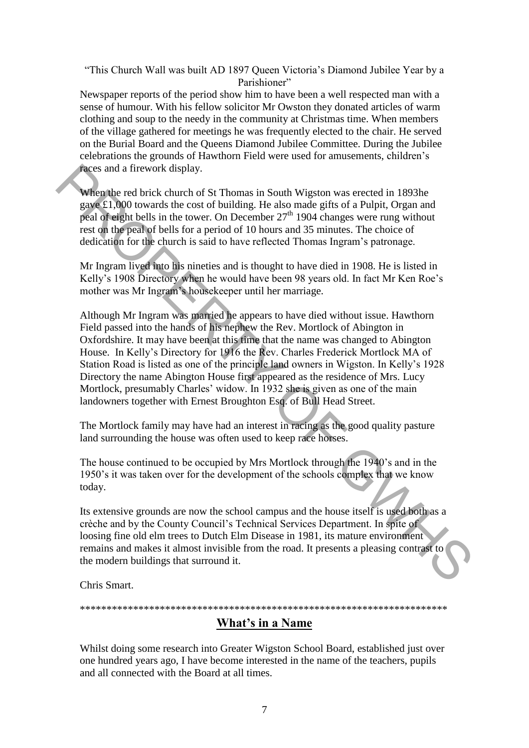"This Church Wall was built AD 1897 Queen Victoria's Diamond Jubilee Year by a Parishioner"

Newspaper reports of the period show him to have been a well respected man with a sense of humour. With his fellow solicitor Mr Owston they donated articles of warm clothing and soup to the needy in the community at Christmas time. When members of the village gathered for meetings he was frequently elected to the chair. He served on the Burial Board and the Queens Diamond Jubilee Committee. During the Jubilee celebrations the grounds of Hawthorn Field were used for amusements, children's races and a firework display.

When the red brick church of St Thomas in South Wigston was erected in 1893he gave £1,000 towards the cost of building. He also made gifts of a Pulpit, Organ and peal of eight bells in the tower. On December 27th 1904 changes were rung without rest on the peal of bells for a period of 10 hours and 35 minutes. The choice of dedication for the church is said to have reflected Thomas Ingram's patronage.

Mr Ingram lived into his nineties and is thought to have died in 1908. He is listed in Kelly's 1908 Directory when he would have been 98 years old. In fact Mr Ken Roe's mother was Mr Ingram's housekeeper until her marriage.

Although Mr Ingram was married he appears to have died without issue. Hawthorn Field passed into the hands of his nephew the Rev. Mortlock of Abington in Oxfordshire. It may have been at this time that the name was changed to Abington House. In Kelly's Directory for 1916 the Rev. Charles Frederick Mortlock MA of Station Road is listed as one of the principle land owners in Wigston. In Kelly's 1928 Directory the name Abington House first appeared as the residence of Mrs. Lucy Mortlock, presumably Charles' widow. In 1932 she is given as one of the main landowners together with Ernest Broughton Esq. of Bull Head Street.

The Mortlock family may have had an interest in racing as the good quality pasture land surrounding the house was often used to keep race horses.

The house continued to be occupied by Mrs Mortlock through the 1940's and in the 1950's it was taken over for the development of the schools complex that we know today.

Its extensive grounds are now the school campus and the house itself is used both as a crèche and by the County Council's Technical Services Department. In spite of loosing fine old elm trees to Dutch Elm Disease in 1981, its mature environment remains and makes it almost invisible from the road. It presents a pleasing contrast to the modern buildings that surround it.

Chris Smart.

**********************************************************************

## What's in a Name

Whilst doing some research into Greater Wigston School Board, established just over one hundred years ago, I have become interested in the name of the teachers, pupils and all connected with the Board at all times.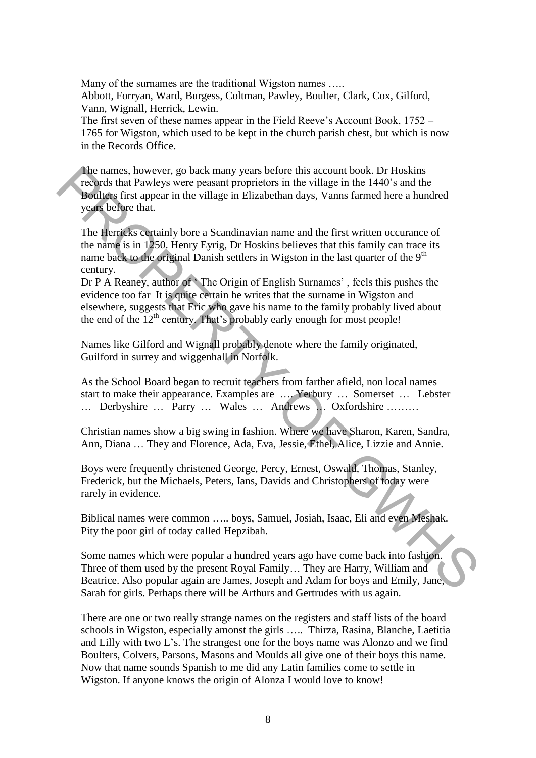Many of the surnames are the traditional Wigston names …..
Abbott, Forryan, Ward, Burgess, Coltman, Pawley, Boulter, Clark, Cox, Gilford, Vann, Wignall, Herrick, Lewin.
The first seven of these names appear in the Field Reeve's Account Book, 1752 – 1765 for Wigston, which used to be kept in the church parish chest, but which is now in the Records Office.

The names, however, go back many years before this account book. Dr Hoskins records that Pawleys were peasant proprietors in the village in the 1440's and the Boulters first appear in the village in Elizabethan days, Vanns farmed here a hundred years before that.

The Herricks certainly bore a Scandinavian name and the first written occurance of the name is in 1250. Henry Eyrig, Dr Hoskins believes that this family can trace its name back to the original Danish settlers in Wigston in the last quarter of the 9th century.
Dr P A Reaney, author of ' The Origin of English Surnames' , feels this pushes the evidence too far It is quite certain he writes that the surname in Wigston and elsewhere, suggests that Eric who gave his name to the family probably lived about the end of the 12th century. That's probably early enough for most people!

Names like Gilford and Wignall probably denote where the family originated, Guilford in surrey and wiggenhall in Norfolk.

As the School Board began to recruit teachers from farther afield, non local names start to make their appearance. Examples are …. Yerbury … Somerset … Lebster … Derbyshire … Parry … Wales … Andrews … Oxfordshire ………

Christian names show a big swing in fashion. Where we have Sharon, Karen, Sandra, Ann, Diana … They and Florence, Ada, Eva, Jessie, Ethel, Alice, Lizzie and Annie.

Boys were frequently christened George, Percy, Ernest, Oswald, Thomas, Stanley, Frederick, but the Michaels, Peters, Ians, Davids and Christophers of today were rarely in evidence.

Biblical names were common ….. boys, Samuel, Josiah, Isaac, Eli and even Meshak. Pity the poor girl of today called Hepzibah.

Some names which were popular a hundred years ago have come back into fashion. Three of them used by the present Royal Family… They are Harry, William and Beatrice. Also popular again are James, Joseph and Adam for boys and Emily, Jane, Sarah for girls. Perhaps there will be Arthurs and Gertrudes with us again.

There are one or two really strange names on the registers and staff lists of the board schools in Wigston, especially amonst the girls ….. Thirza, Rasina, Blanche, Laetitia and Lilly with two L's. The strangest one for the boys name was Alonzo and we find Boulters, Colvers, Parsons, Masons and Moulds all give one of their boys this name. Now that name sounds Spanish to me did any Latin families come to settle in Wigston. If anyone knows the origin of Alonza I would love to know!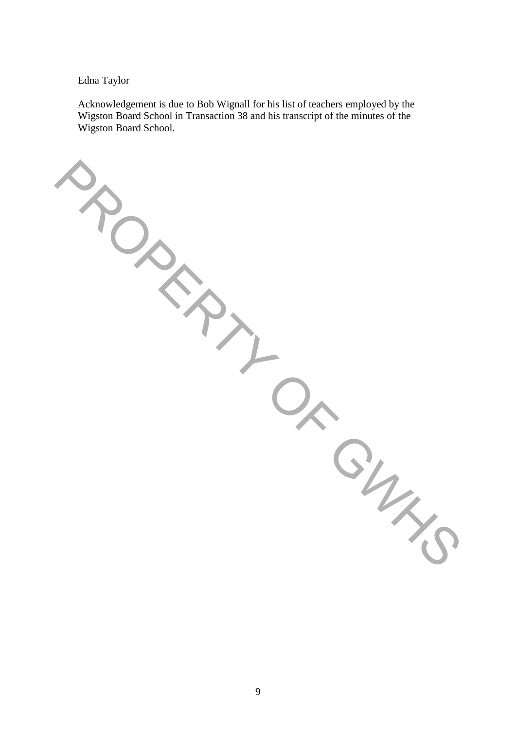Edna Taylor

Acknowledgement is due to Bob Wignall for his list of teachers employed by the Wigston Board School in Transaction 38 and his transcript of the minutes of the Wigston Board School.